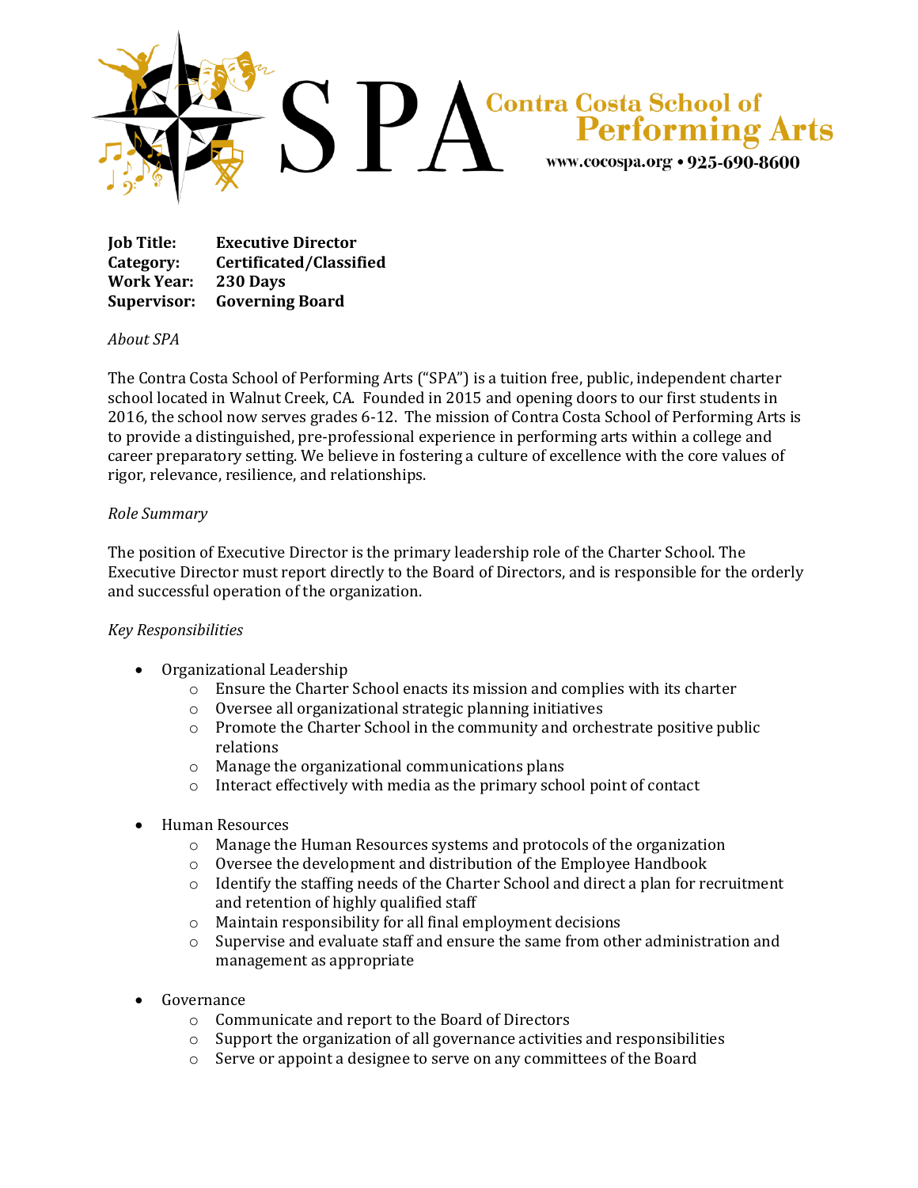SPA Contra Costa School of Performing Arts
www.cocospa.org • 925-690-8600

**Job Title:** **Executive Director**
**Category:** **Certificated/Classified**
**Work Year:** **230 Days**
**Supervisor:** **Governing Board**

*About SPA*

The Contra Costa School of Performing Arts ("SPA") is a tuition free, public, independent charter school located in Walnut Creek, CA. Founded in 2015 and opening doors to our first students in 2016, the school now serves grades 6-12. The mission of Contra Costa School of Performing Arts is to provide a distinguished, pre-professional experience in performing arts within a college and career preparatory setting. We believe in fostering a culture of excellence with the core values of rigor, relevance, resilience, and relationships.

*Role Summary*

The position of Executive Director is the primary leadership role of the Charter School. The Executive Director must report directly to the Board of Directors, and is responsible for the orderly and successful operation of the organization.

*Key Responsibilities*

- Organizational Leadership
  - Ensure the Charter School enacts its mission and complies with its charter
  - Oversee all organizational strategic planning initiatives
  - Promote the Charter School in the community and orchestrate positive public relations
  - Manage the organizational communications plans
  - Interact effectively with media as the primary school point of contact

- Human Resources
  - Manage the Human Resources systems and protocols of the organization
  - Oversee the development and distribution of the Employee Handbook
  - Identify the staffing needs of the Charter School and direct a plan for recruitment and retention of highly qualified staff
  - Maintain responsibility for all final employment decisions
  - Supervise and evaluate staff and ensure the same from other administration and management as appropriate

- Governance
  - Communicate and report to the Board of Directors
  - Support the organization of all governance activities and responsibilities
  - Serve or appoint a designee to serve on any committees of the Board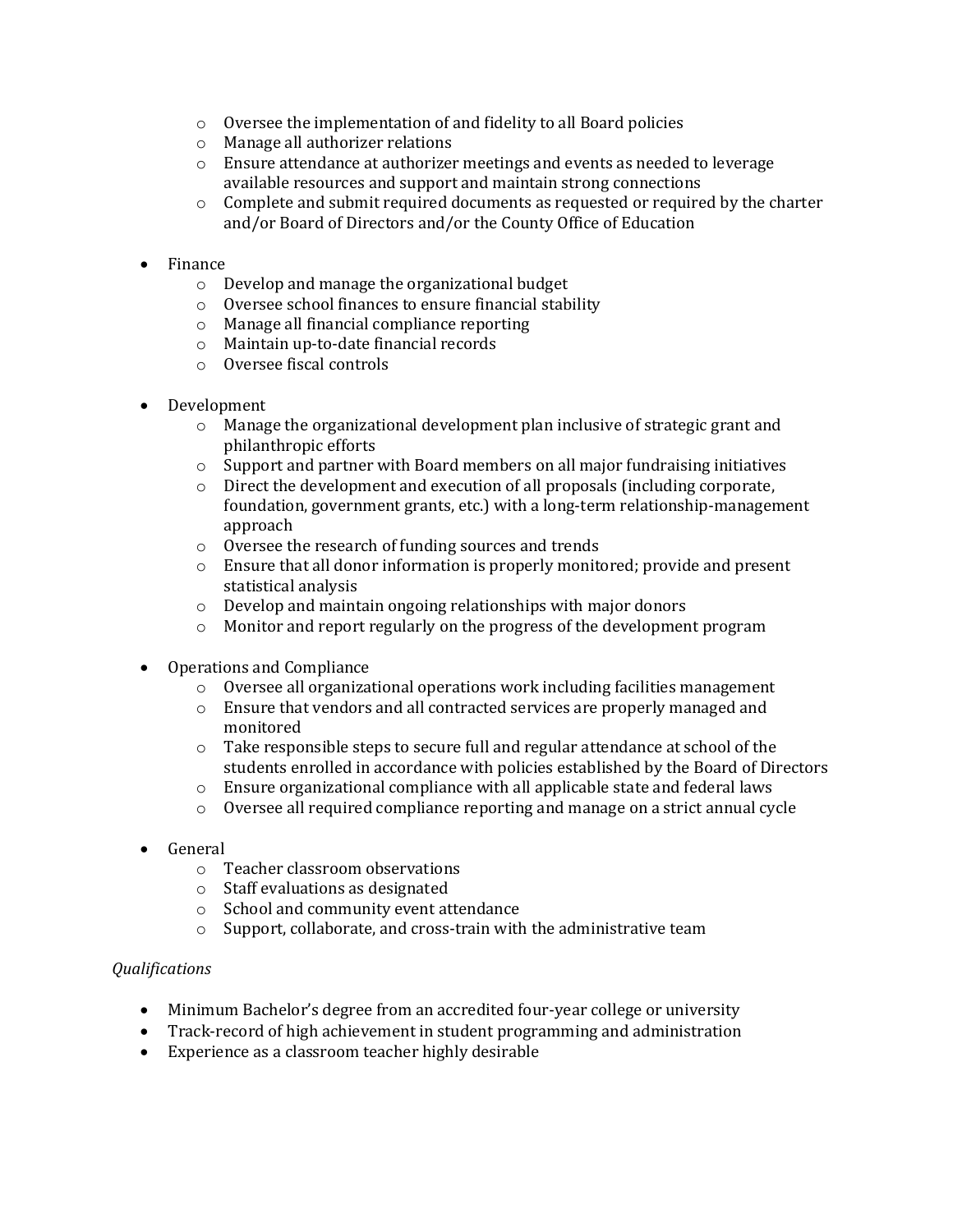- Oversee the implementation of and fidelity to all Board policies
- Manage all authorizer relations
- Ensure attendance at authorizer meetings and events as needed to leverage available resources and support and maintain strong connections
- Complete and submit required documents as requested or required by the charter and/or Board of Directors and/or the County Office of Education

- Finance
  - Develop and manage the organizational budget
  - Oversee school finances to ensure financial stability
  - Manage all financial compliance reporting
  - Maintain up-to-date financial records
  - Oversee fiscal controls

- Development
  - Manage the organizational development plan inclusive of strategic grant and philanthropic efforts
  - Support and partner with Board members on all major fundraising initiatives
  - Direct the development and execution of all proposals (including corporate, foundation, government grants, etc.) with a long-term relationship-management approach
  - Oversee the research of funding sources and trends
  - Ensure that all donor information is properly monitored; provide and present statistical analysis
  - Develop and maintain ongoing relationships with major donors
  - Monitor and report regularly on the progress of the development program

- Operations and Compliance
  - Oversee all organizational operations work including facilities management
  - Ensure that vendors and all contracted services are properly managed and monitored
  - Take responsible steps to secure full and regular attendance at school of the students enrolled in accordance with policies established by the Board of Directors
  - Ensure organizational compliance with all applicable state and federal laws
  - Oversee all required compliance reporting and manage on a strict annual cycle

- General
  - Teacher classroom observations
  - Staff evaluations as designated
  - School and community event attendance
  - Support, collaborate, and cross-train with the administrative team

*Qualifications*

- Minimum Bachelor's degree from an accredited four-year college or university
- Track-record of high achievement in student programming and administration
- Experience as a classroom teacher highly desirable